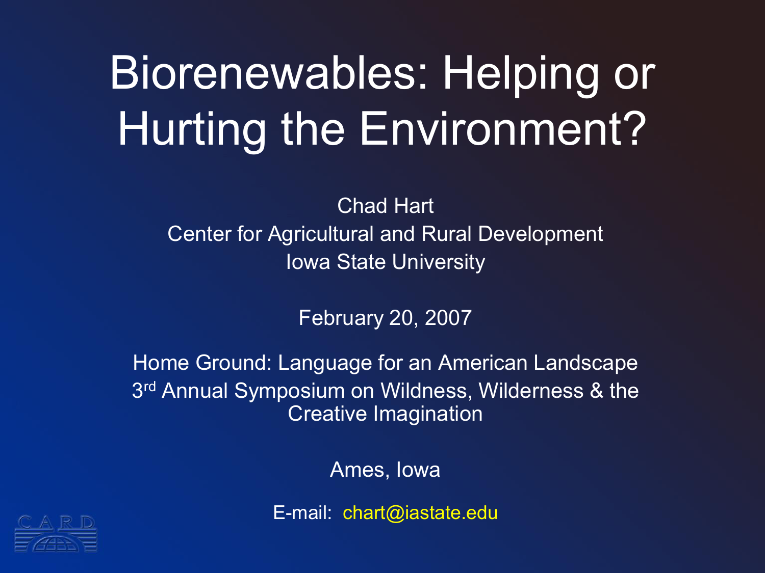# Biorenewables: Helping or Hurting the Environment?

Chad Hart
Center for Agricultural and Rural Development
Iowa State University

February 20, 2007

Home Ground: Language for an American Landscape
3rd Annual Symposium on Wildness, Wilderness & the Creative Imagination

Ames, Iowa

E-mail: chart@iastate.edu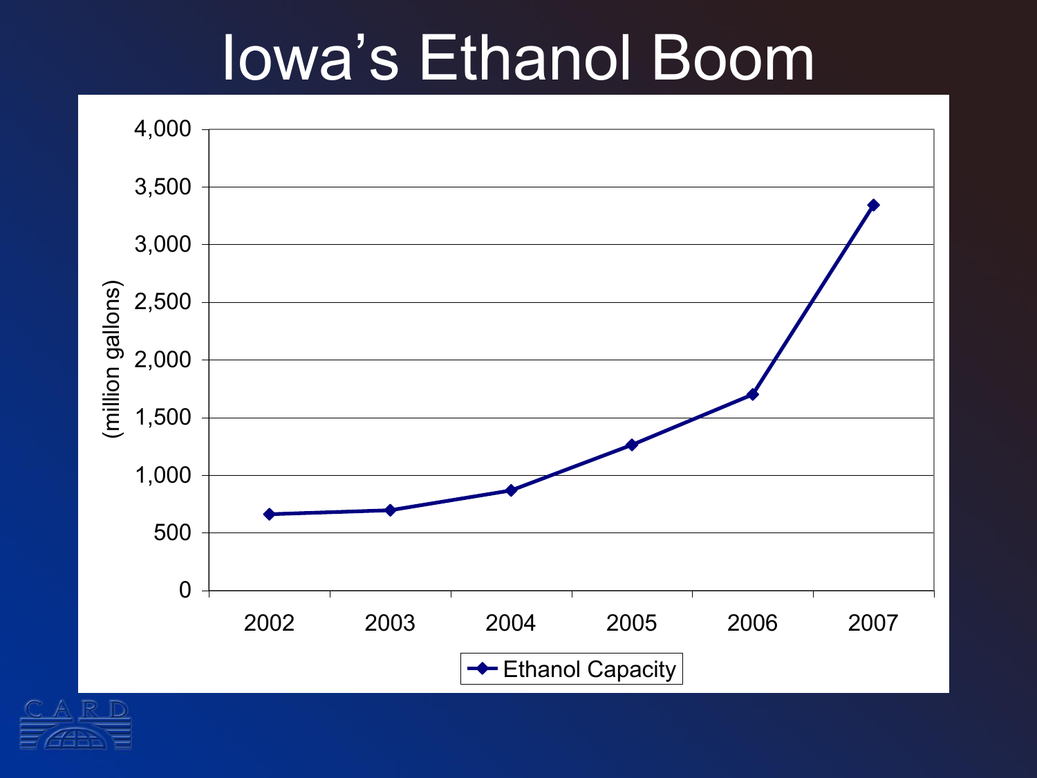# Iowa's Ethanol Boom

(million gallons)

4,000
3,500
3,000
2,500
2,000
1,500
1,000
500
0

2002 2003 2004 2005 2006 2007

Ethanol Capacity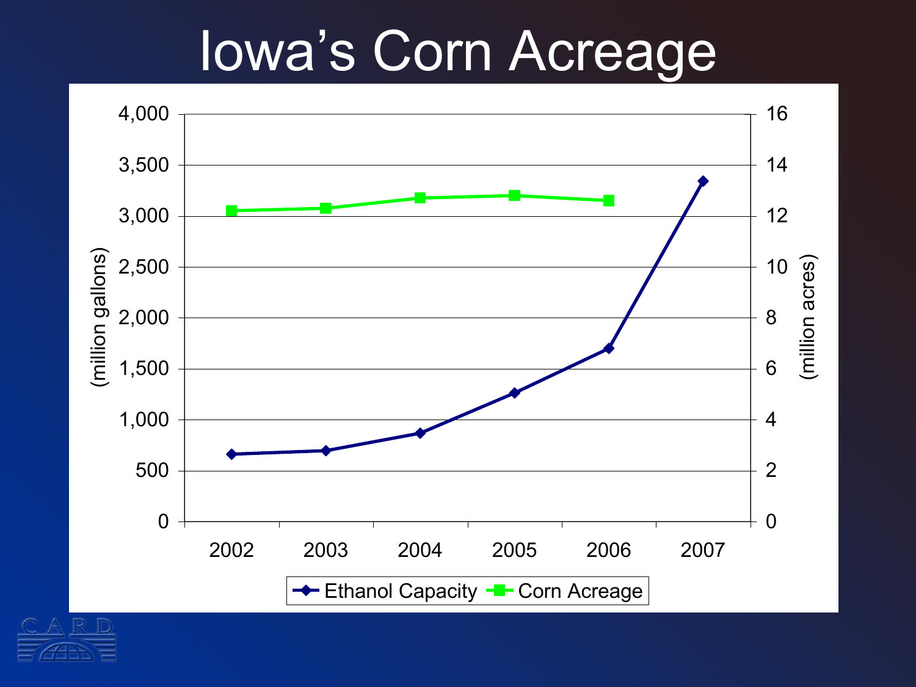# Iowa's Corn Acreage

(million gallons)

4,000
3,500
3,000
2,500
2,000
1,500
1,000
500
0

(million acres)

16
14
12
10
8
6
4
2
0

2002 2003 2004 2005 2006 2007

Ethanol Capacity   Corn Acreage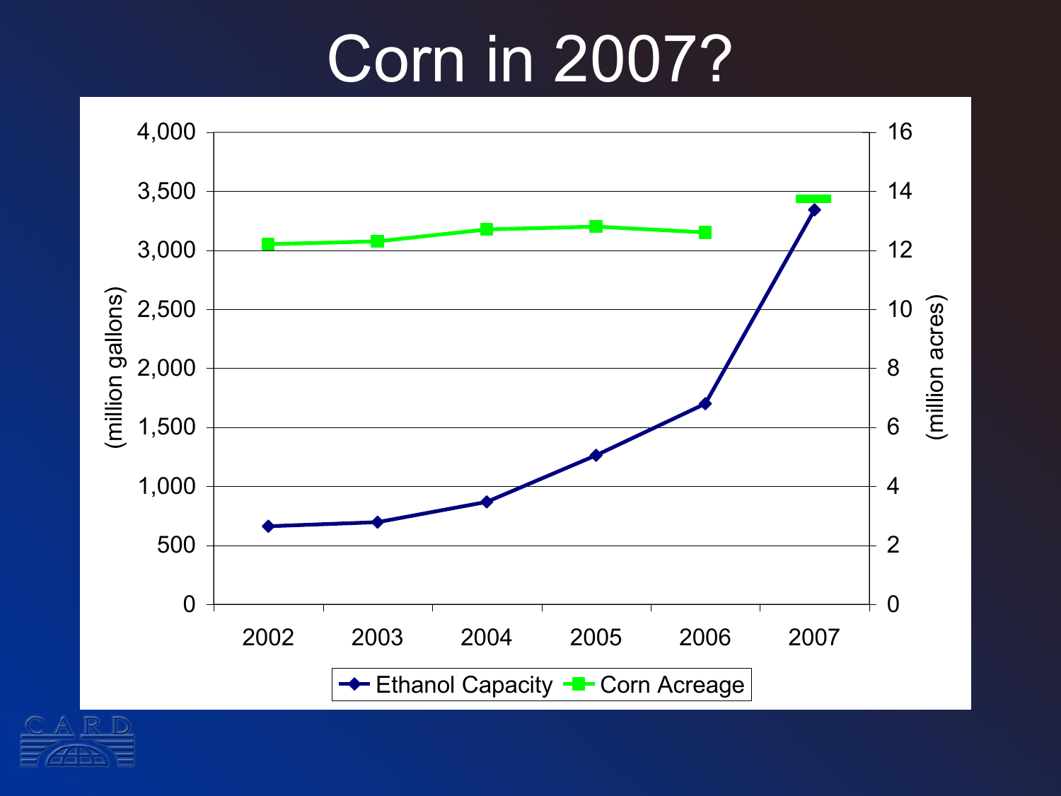# Corn in 2007?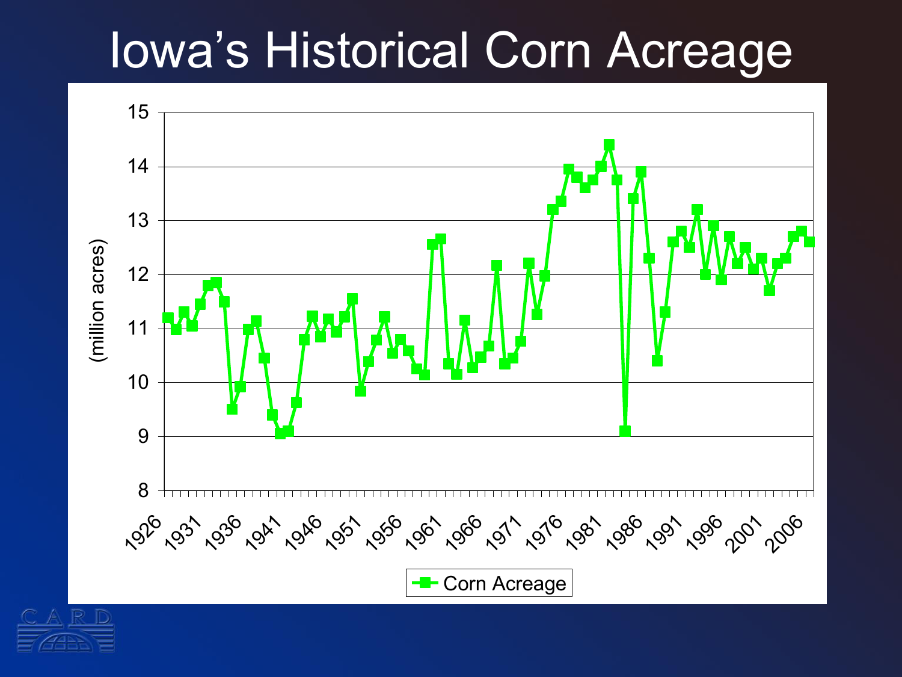# Iowa's Historical Corn Acreage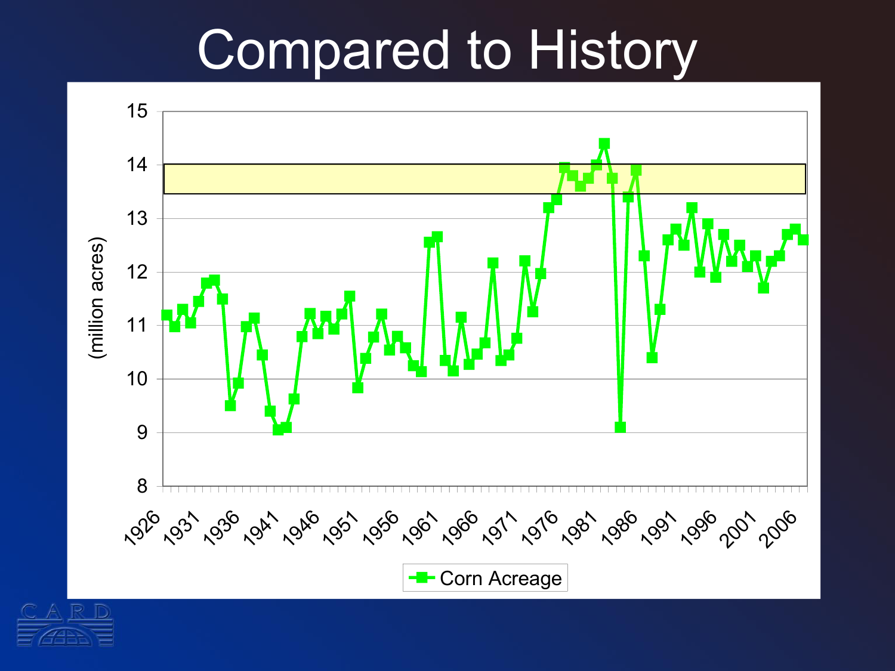# Compared to History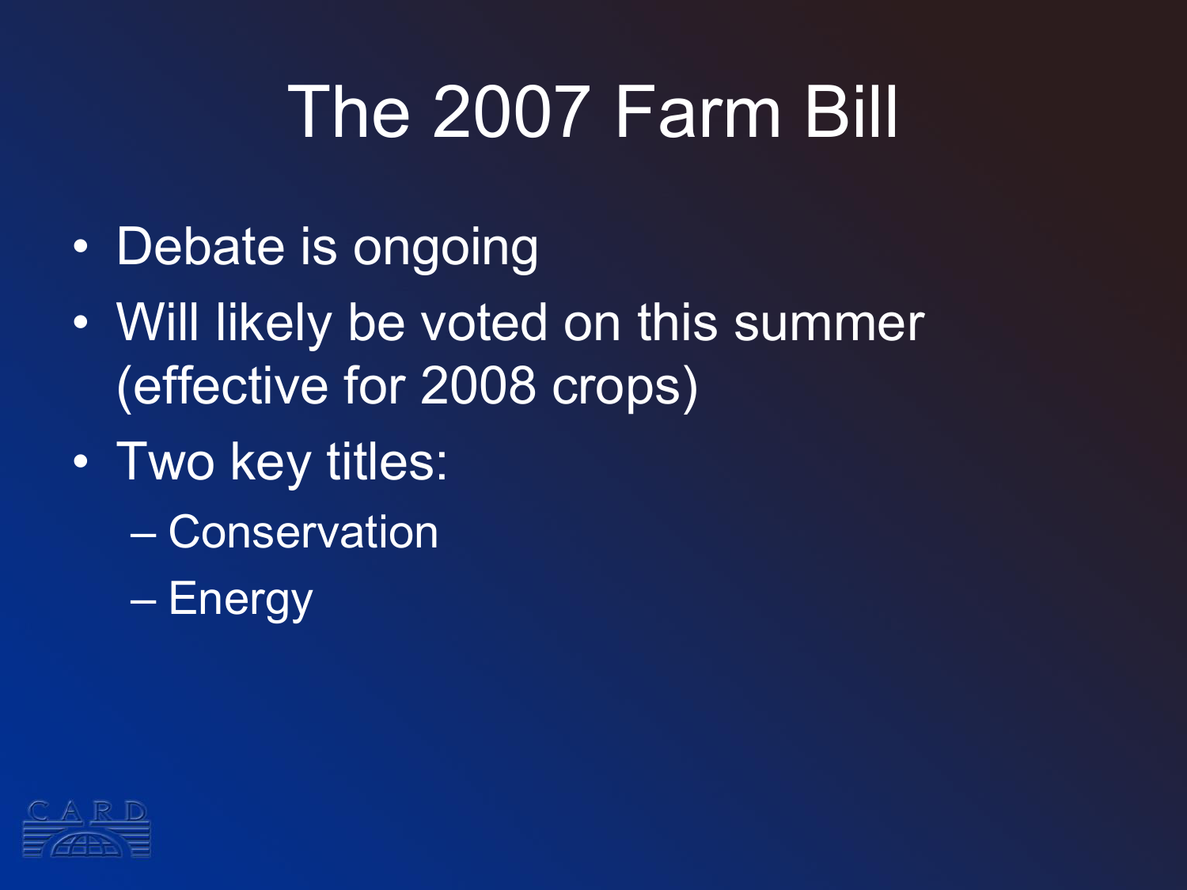# The 2007 Farm Bill

- Debate is ongoing
- Will likely be voted on this summer (effective for 2008 crops)
- Two key titles:
  - Conservation
  - Energy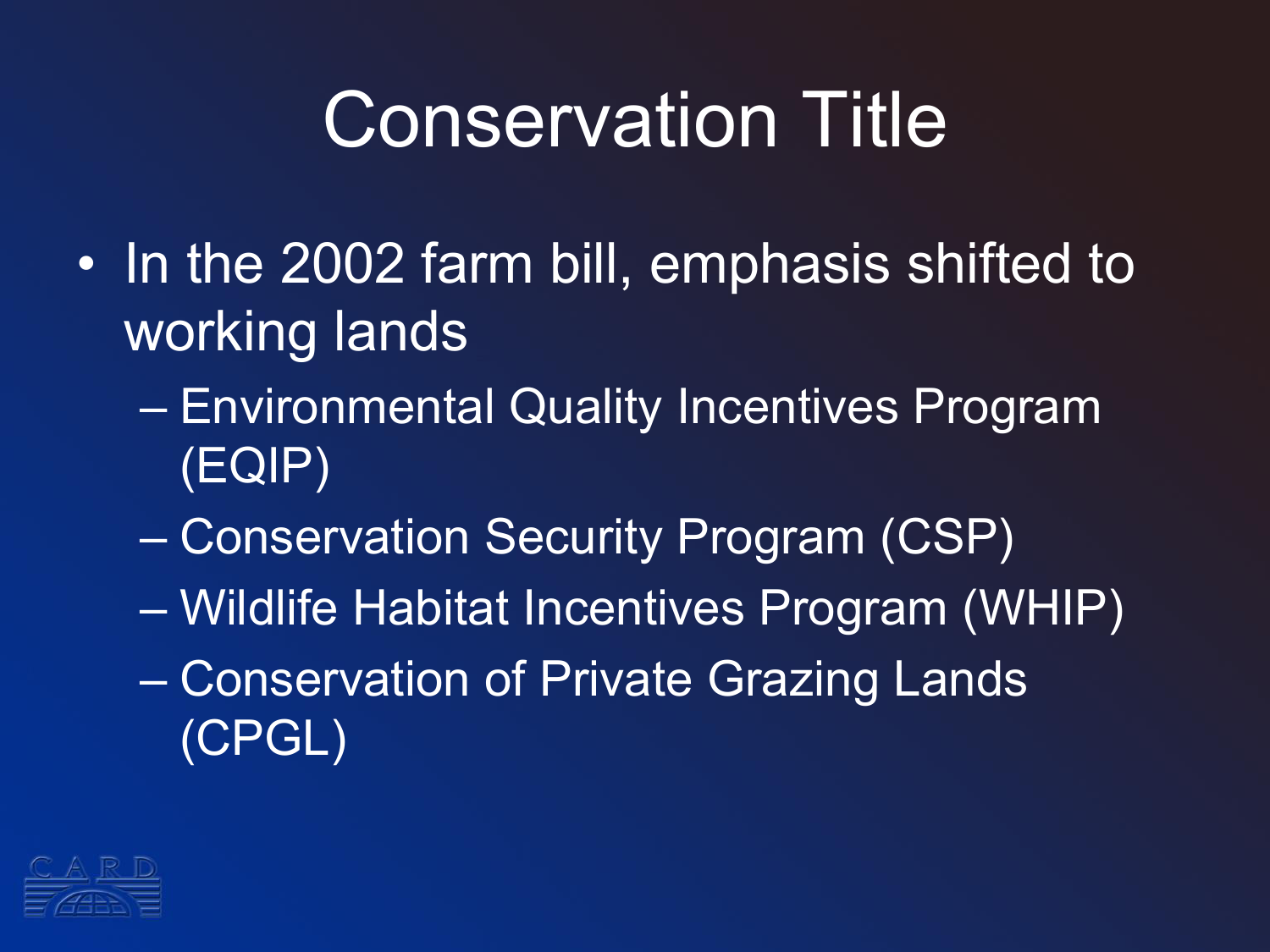# Conservation Title

- In the 2002 farm bill, emphasis shifted to working lands
  - Environmental Quality Incentives Program (EQIP)
  - Conservation Security Program (CSP)
  - Wildlife Habitat Incentives Program (WHIP)
  - Conservation of Private Grazing Lands (CPGL)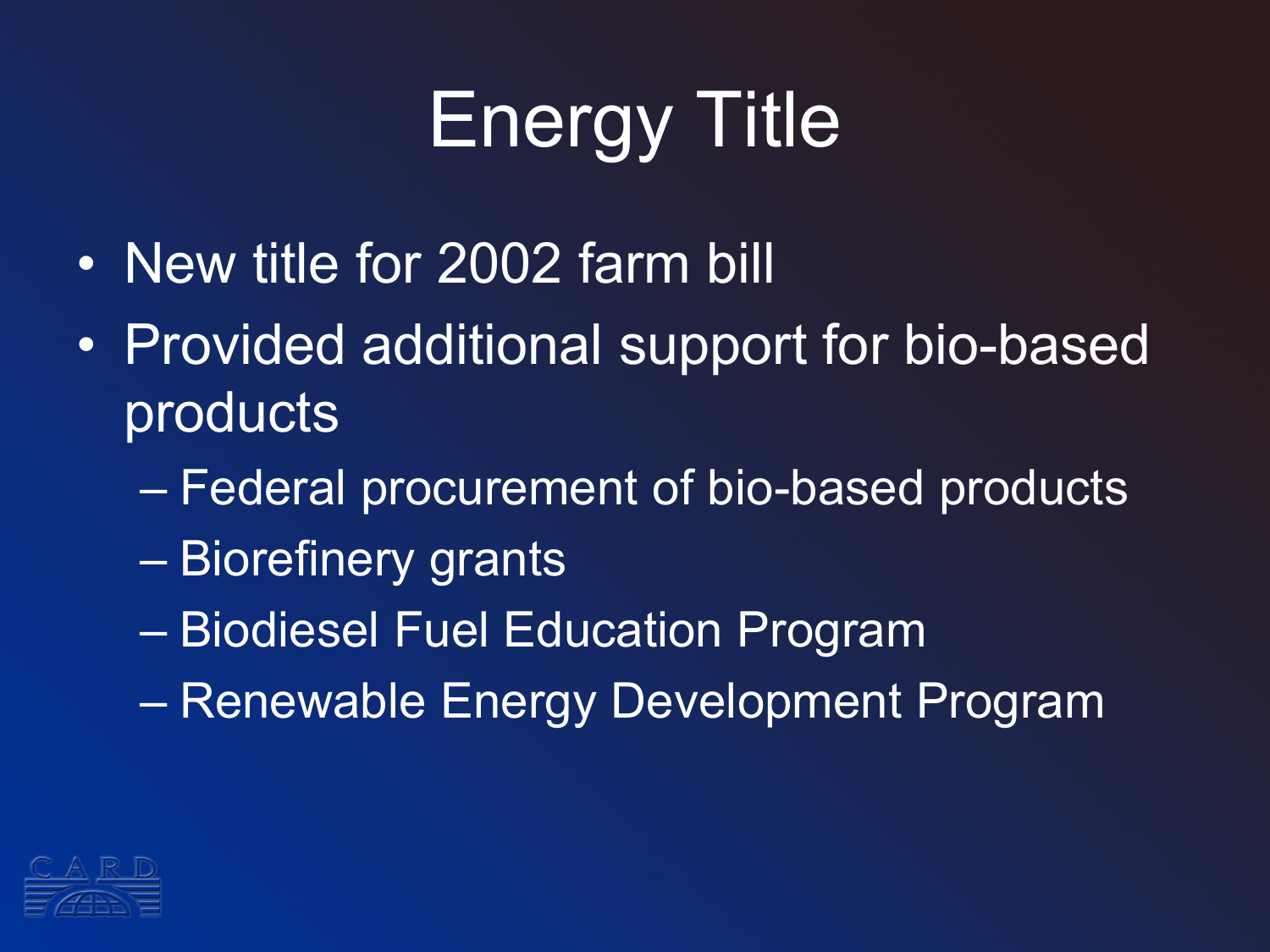# Energy Title

- New title for 2002 farm bill
- Provided additional support for bio-based products
  - Federal procurement of bio-based products
  - Biorefinery grants
  - Biodiesel Fuel Education Program
  - Renewable Energy Development Program